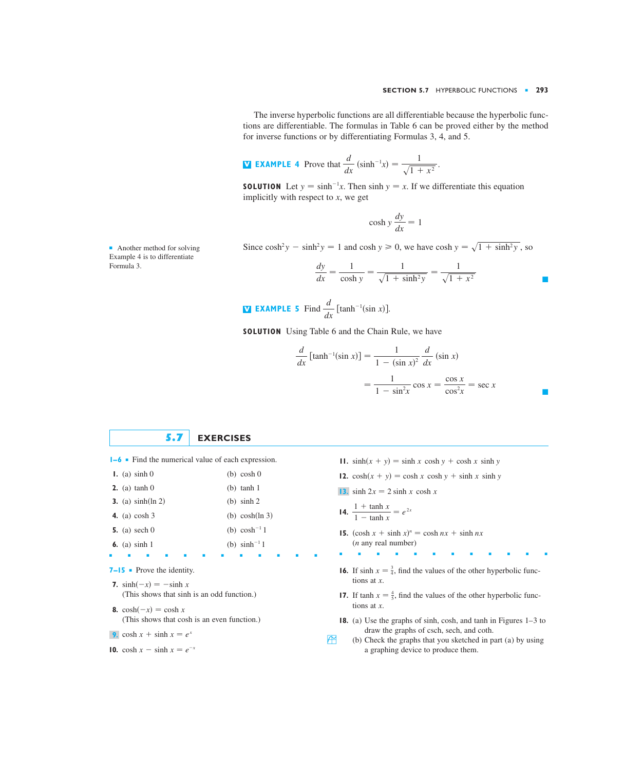The inverse hyperbolic functions are all differentiable because the hyperbolic functions are differentiable. The formulas in Table 6 can be proved either by the method for inverse functions or by differentiating Formulas 3, 4, and 5.

**EXAMPLE 4** Prove that $\dfrac{d}{dx}(\sinh^{-1}x) = \dfrac{1}{\sqrt{1 + x^2}}$.

**SOLUTION** Let $y = \sinh^{-1}x$. Then $\sinh y = x$. If we differentiate this equation implicitly with respect to $x$, we get

$$\cosh y \frac{dy}{dx} = 1$$

Since $\cosh^2 y - \sinh^2 y = 1$ and $\cosh y \geq 0$, we have $\cosh y = \sqrt{1 + \sinh^2 y}$, so

$$\frac{dy}{dx} = \frac{1}{\cosh y} = \frac{1}{\sqrt{1 + \sinh^2 y}} = \frac{1}{\sqrt{1 + x^2}}$$

■ Another method for solving Example 4 is to differentiate Formula 3.

**EXAMPLE 5** Find $\dfrac{d}{dx}[\tanh^{-1}(\sin x)]$.

**SOLUTION** Using Table 6 and the Chain Rule, we have

$$\frac{d}{dx}[\tanh^{-1}(\sin x)] = \frac{1}{1 - (\sin x)^2}\frac{d}{dx}(\sin x)$$

$$= \frac{1}{1 - \sin^2 x}\cos x = \frac{\cos x}{\cos^2 x} = \sec x$$

## 5.7 EXERCISES

**1–6** ■ Find the numerical value of each expression.

1. (a) $\sinh 0$ (b) $\cosh 0$
2. (a) $\tanh 0$ (b) $\tanh 1$
3. (a) $\sinh(\ln 2)$ (b) $\sinh 2$
4. (a) $\cosh 3$ (b) $\cosh(\ln 3)$
5. (a) $\operatorname{sech} 0$ (b) $\cosh^{-1} 1$
6. (a) $\sinh 1$ (b) $\sinh^{-1} 1$

**7–15** ■ Prove the identity.

7. $\sinh(-x) = -\sinh x$
   (This shows that sinh is an odd function.)
8. $\cosh(-x) = \cosh x$
   (This shows that cosh is an even function.)
9. $\cosh x + \sinh x = e^x$
10. $\cosh x - \sinh x = e^{-x}$
11. $\sinh(x + y) = \sinh x \cosh y + \cosh x \sinh y$
12. $\cosh(x + y) = \cosh x \cosh y + \sinh x \sinh y$
13. $\sinh 2x = 2 \sinh x \cosh x$
14. $\dfrac{1 + \tanh x}{1 - \tanh x} = e^{2x}$
15. $(\cosh x + \sinh x)^n = \cosh nx + \sinh nx$
    ($n$ any real number)

16. If $\sinh x = \frac{3}{4}$, find the values of the other hyperbolic functions at $x$.
17. If $\tanh x = \frac{4}{5}$, find the values of the other hyperbolic functions at $x$.
18. (a) Use the graphs of sinh, cosh, and tanh in Figures 1–3 to draw the graphs of csch, sech, and coth.
    (b) Check the graphs that you sketched in part (a) by using a graphing device to produce them.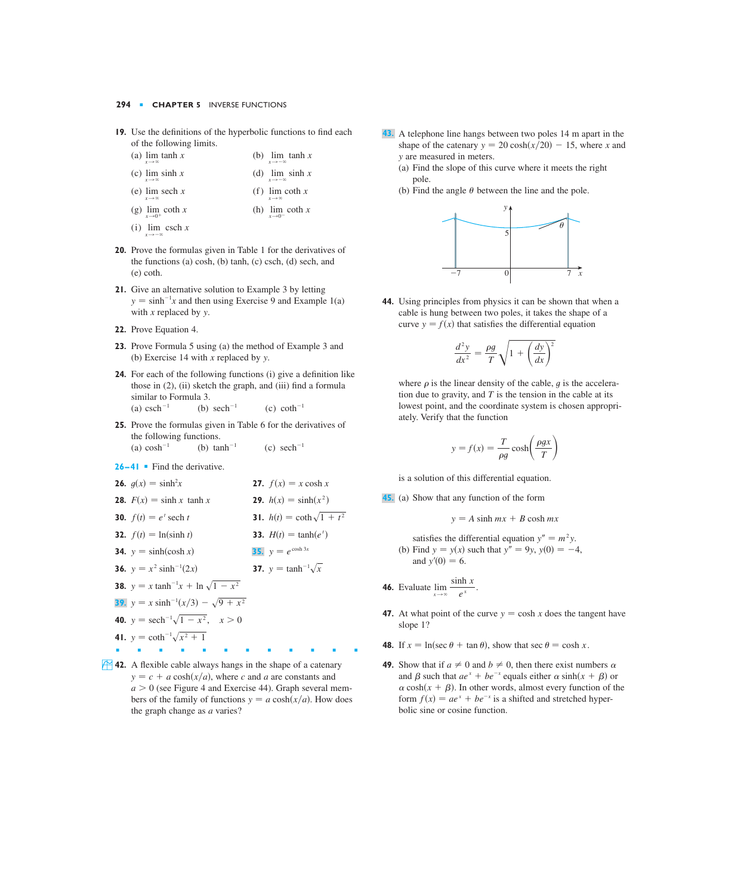**19.** Use the definitions of the hyperbolic functions to find each of the following limits.

(a) $\lim_{x \to \infty} \tanh x$ (b) $\lim_{x \to -\infty} \tanh x$

(c) $\lim_{x \to \infty} \sinh x$ (d) $\lim_{x \to -\infty} \sinh x$

(e) $\lim_{x \to \infty} \operatorname{sech} x$ (f) $\lim_{x \to \infty} \coth x$

(g) $\lim_{x \to 0^+} \coth x$ (h) $\lim_{x \to 0^-} \coth x$

(i) $\lim_{x \to -\infty} \operatorname{csch} x$

**20.** Prove the formulas given in Table 1 for the derivatives of the functions (a) cosh, (b) tanh, (c) csch, (d) sech, and (e) coth.

**21.** Give an alternative solution to Example 3 by letting $y = \sinh^{-1}x$ and then using Exercise 9 and Example 1(a) with $x$ replaced by $y$.

**22.** Prove Equation 4.

**23.** Prove Formula 5 using (a) the method of Example 3 and (b) Exercise 14 with $x$ replaced by $y$.

**24.** For each of the following functions (i) give a definition like those in (2), (ii) sketch the graph, and (iii) find a formula similar to Formula 3.

(a) $\operatorname{csch}^{-1}$ (b) $\operatorname{sech}^{-1}$ (c) $\coth^{-1}$

**25.** Prove the formulas given in Table 6 for the derivatives of the following functions.

(a) $\cosh^{-1}$ (b) $\tanh^{-1}$ (c) $\operatorname{sech}^{-1}$

**26–41** ■ Find the derivative.

**26.** $g(x) = \sinh^2 x$

**27.** $f(x) = x \cosh x$

**28.** $F(x) = \sinh x \tanh x$

**29.** $h(x) = \sinh(x^2)$

**30.** $f(t) = e^t \operatorname{sech} t$

**31.** $h(t) = \coth\sqrt{1 + t^2}$

**32.** $f(t) = \ln(\sinh t)$

**33.** $H(t) = \tanh(e^t)$

**34.** $y = \sinh(\cosh x)$

**35.** $y = e^{\cosh 3x}$

**36.** $y = x^2 \sinh^{-1}(2x)$

**37.** $y = \tanh^{-1}\sqrt{x}$

**38.** $y = x \tanh^{-1}x + \ln\sqrt{1 - x^2}$

**39.** $y = x \sinh^{-1}(x/3) - \sqrt{9 + x^2}$

**40.** $y = \operatorname{sech}^{-1}\sqrt{1 - x^2}, \quad x > 0$

**41.** $y = \coth^{-1}\sqrt{x^2 + 1}$

**42.** A flexible cable always hangs in the shape of a catenary $y = c + a\cosh(x/a)$, where $c$ and $a$ are constants and $a > 0$ (see Figure 4 and Exercise 44). Graph several members of the family of functions $y = a\cosh(x/a)$. How does the graph change as $a$ varies?

**43.** A telephone line hangs between two poles 14 m apart in the shape of the catenary $y = 20\cosh(x/20) - 15$, where $x$ and $y$ are measured in meters.

(a) Find the slope of this curve where it meets the right pole.

(b) Find the angle $\theta$ between the line and the pole.

y
5
θ
−7
0
7
x

**44.** Using principles from physics it can be shown that when a cable is hung between two poles, it takes the shape of a curve $y = f(x)$ that satisfies the differential equation

$$\frac{d^2y}{dx^2} = \frac{\rho g}{T}\sqrt{1 + \left(\frac{dy}{dx}\right)^2}$$

where $\rho$ is the linear density of the cable, $g$ is the acceleration due to gravity, and $T$ is the tension in the cable at its lowest point, and the coordinate system is chosen appropriately. Verify that the function

$$y = f(x) = \frac{T}{\rho g}\cosh\left(\frac{\rho g x}{T}\right)$$

is a solution of this differential equation.

**45.** (a) Show that any function of the form

$$y = A\sinh mx + B\cosh mx$$

satisfies the differential equation $y'' = m^2 y$.

(b) Find $y = y(x)$ such that $y'' = 9y$, $y(0) = -4$, and $y'(0) = 6$.

**46.** Evaluate $\lim_{x \to \infty} \dfrac{\sinh x}{e^x}$.

**47.** At what point of the curve $y = \cosh x$ does the tangent have slope 1?

**48.** If $x = \ln(\sec\theta + \tan\theta)$, show that $\sec\theta = \cosh x$.

**49.** Show that if $a \neq 0$ and $b \neq 0$, then there exist numbers $\alpha$ and $\beta$ such that $ae^x + be^{-x}$ equals either $\alpha\sinh(x + \beta)$ or $\alpha\cosh(x + \beta)$. In other words, almost every function of the form $f(x) = ae^x + be^{-x}$ is a shifted and stretched hyperbolic sine or cosine function.